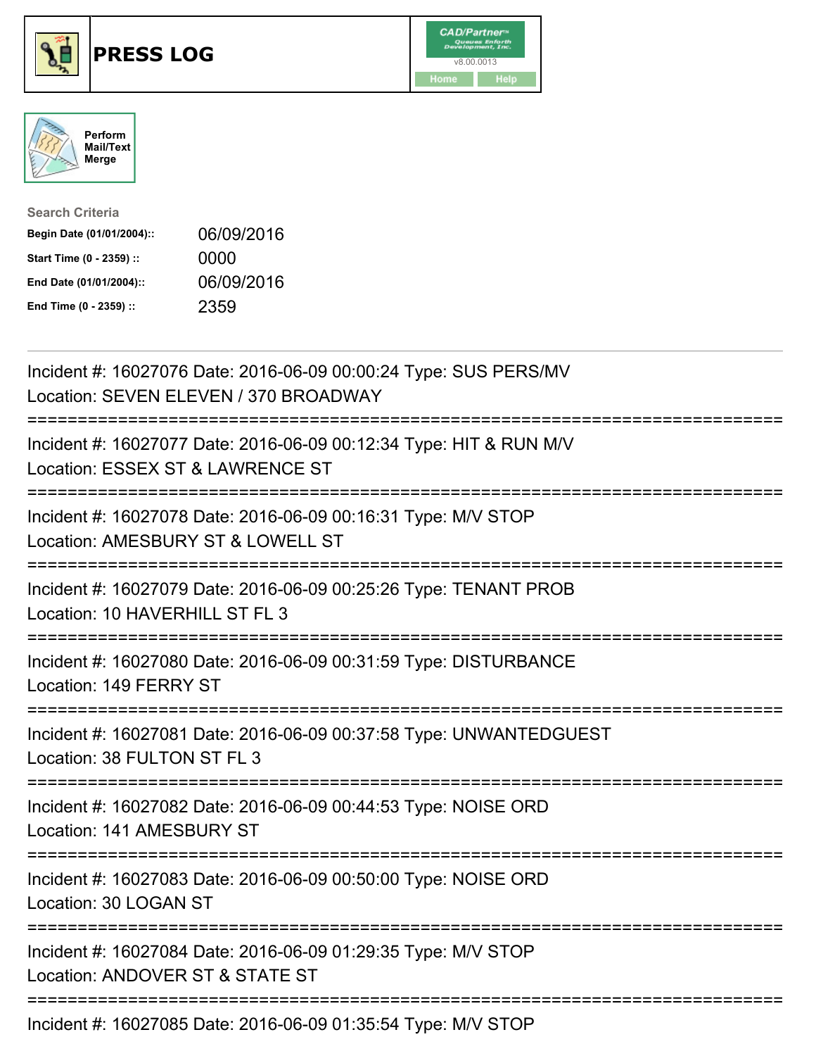# PRESS LOG

Perform Mail/Text Merge

**Search Criteria**

| | |
|---|---|
| **Begin Date (01/01/2004)::** | 06/09/2016 |
| **Start Time (0 - 2359) ::** | 0000 |
| **End Date (01/01/2004)::** | 06/09/2016 |
| **End Time (0 - 2359) ::** | 2359 |

---

Incident #: 16027076 Date: 2016-06-09 00:00:24 Type: SUS PERS/MV
Location: SEVEN ELEVEN / 370 BROADWAY

===========================================================================

Incident #: 16027077 Date: 2016-06-09 00:12:34 Type: HIT & RUN M/V
Location: ESSEX ST & LAWRENCE ST

===========================================================================

Incident #: 16027078 Date: 2016-06-09 00:16:31 Type: M/V STOP
Location: AMESBURY ST & LOWELL ST

===========================================================================

Incident #: 16027079 Date: 2016-06-09 00:25:26 Type: TENANT PROB
Location: 10 HAVERHILL ST FL 3

===========================================================================

Incident #: 16027080 Date: 2016-06-09 00:31:59 Type: DISTURBANCE
Location: 149 FERRY ST

===========================================================================

Incident #: 16027081 Date: 2016-06-09 00:37:58 Type: UNWANTEDGUEST
Location: 38 FULTON ST FL 3

===========================================================================

Incident #: 16027082 Date: 2016-06-09 00:44:53 Type: NOISE ORD
Location: 141 AMESBURY ST

===========================================================================

Incident #: 16027083 Date: 2016-06-09 00:50:00 Type: NOISE ORD
Location: 30 LOGAN ST

===========================================================================

Incident #: 16027084 Date: 2016-06-09 01:29:35 Type: M/V STOP
Location: ANDOVER ST & STATE ST

===========================================================================

Incident #: 16027085 Date: 2016-06-09 01:35:54 Type: M/V STOP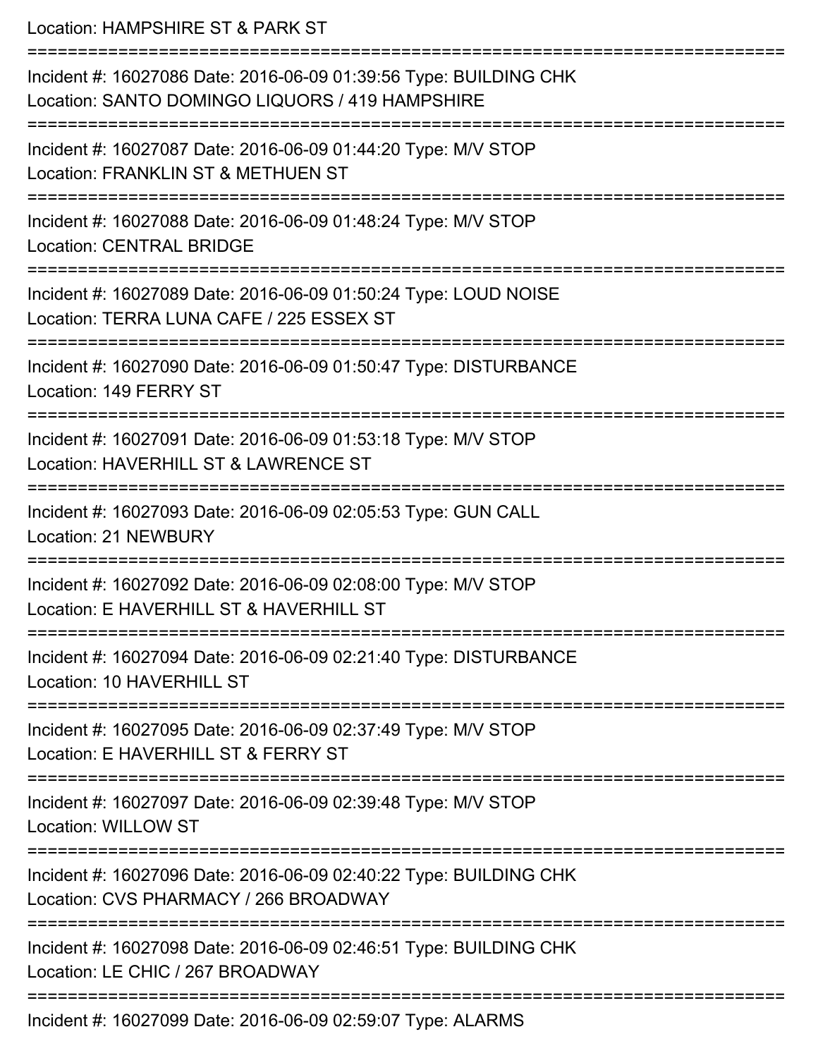Location: HAMPSHIRE ST & PARK ST

===========================================================================

Incident #: 16027086 Date: 2016-06-09 01:39:56 Type: BUILDING CHK
Location: SANTO DOMINGO LIQUORS / 419 HAMPSHIRE

===========================================================================

Incident #: 16027087 Date: 2016-06-09 01:44:20 Type: M/V STOP
Location: FRANKLIN ST & METHUEN ST

===========================================================================

Incident #: 16027088 Date: 2016-06-09 01:48:24 Type: M/V STOP
Location: CENTRAL BRIDGE

===========================================================================

Incident #: 16027089 Date: 2016-06-09 01:50:24 Type: LOUD NOISE
Location: TERRA LUNA CAFE / 225 ESSEX ST

===========================================================================

Incident #: 16027090 Date: 2016-06-09 01:50:47 Type: DISTURBANCE
Location: 149 FERRY ST

===========================================================================

Incident #: 16027091 Date: 2016-06-09 01:53:18 Type: M/V STOP
Location: HAVERHILL ST & LAWRENCE ST

===========================================================================

Incident #: 16027093 Date: 2016-06-09 02:05:53 Type: GUN CALL
Location: 21 NEWBURY

===========================================================================

Incident #: 16027092 Date: 2016-06-09 02:08:00 Type: M/V STOP
Location: E HAVERHILL ST & HAVERHILL ST

===========================================================================

Incident #: 16027094 Date: 2016-06-09 02:21:40 Type: DISTURBANCE
Location: 10 HAVERHILL ST

===========================================================================

Incident #: 16027095 Date: 2016-06-09 02:37:49 Type: M/V STOP
Location: E HAVERHILL ST & FERRY ST

===========================================================================

Incident #: 16027097 Date: 2016-06-09 02:39:48 Type: M/V STOP
Location: WILLOW ST

===========================================================================

Incident #: 16027096 Date: 2016-06-09 02:40:22 Type: BUILDING CHK
Location: CVS PHARMACY / 266 BROADWAY

===========================================================================

Incident #: 16027098 Date: 2016-06-09 02:46:51 Type: BUILDING CHK
Location: LE CHIC / 267 BROADWAY

===========================================================================

Incident #: 16027099 Date: 2016-06-09 02:59:07 Type: ALARMS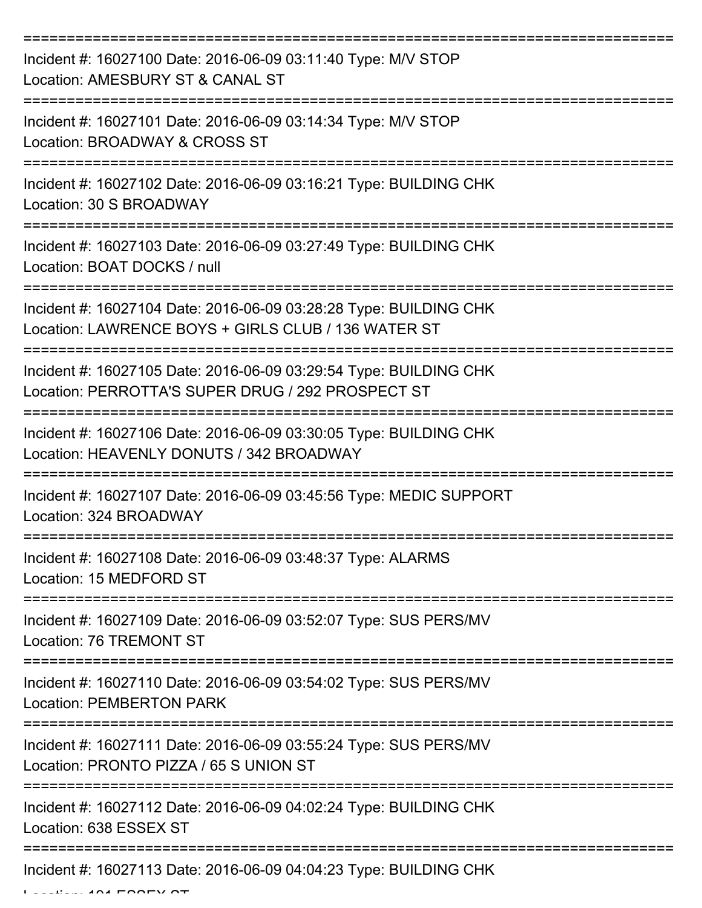===========================================================================

Incident #: 16027100 Date: 2016-06-09 03:11:40 Type: M/V STOP
Location: AMESBURY ST & CANAL ST

===========================================================================

Incident #: 16027101 Date: 2016-06-09 03:14:34 Type: M/V STOP
Location: BROADWAY & CROSS ST

===========================================================================

Incident #: 16027102 Date: 2016-06-09 03:16:21 Type: BUILDING CHK
Location: 30 S BROADWAY

===========================================================================

Incident #: 16027103 Date: 2016-06-09 03:27:49 Type: BUILDING CHK
Location: BOAT DOCKS / null

===========================================================================

Incident #: 16027104 Date: 2016-06-09 03:28:28 Type: BUILDING CHK
Location: LAWRENCE BOYS + GIRLS CLUB / 136 WATER ST

===========================================================================

Incident #: 16027105 Date: 2016-06-09 03:29:54 Type: BUILDING CHK
Location: PERROTTA'S SUPER DRUG / 292 PROSPECT ST

===========================================================================

Incident #: 16027106 Date: 2016-06-09 03:30:05 Type: BUILDING CHK
Location: HEAVENLY DONUTS / 342 BROADWAY

===========================================================================

Incident #: 16027107 Date: 2016-06-09 03:45:56 Type: MEDIC SUPPORT
Location: 324 BROADWAY

===========================================================================

Incident #: 16027108 Date: 2016-06-09 03:48:37 Type: ALARMS
Location: 15 MEDFORD ST

===========================================================================

Incident #: 16027109 Date: 2016-06-09 03:52:07 Type: SUS PERS/MV
Location: 76 TREMONT ST

===========================================================================

Incident #: 16027110 Date: 2016-06-09 03:54:02 Type: SUS PERS/MV
Location: PEMBERTON PARK

===========================================================================

Incident #: 16027111 Date: 2016-06-09 03:55:24 Type: SUS PERS/MV
Location: PRONTO PIZZA / 65 S UNION ST

===========================================================================

Incident #: 16027112 Date: 2016-06-09 04:02:24 Type: BUILDING CHK
Location: 638 ESSEX ST

===========================================================================

Incident #: 16027113 Date: 2016-06-09 04:04:23 Type: BUILDING CHK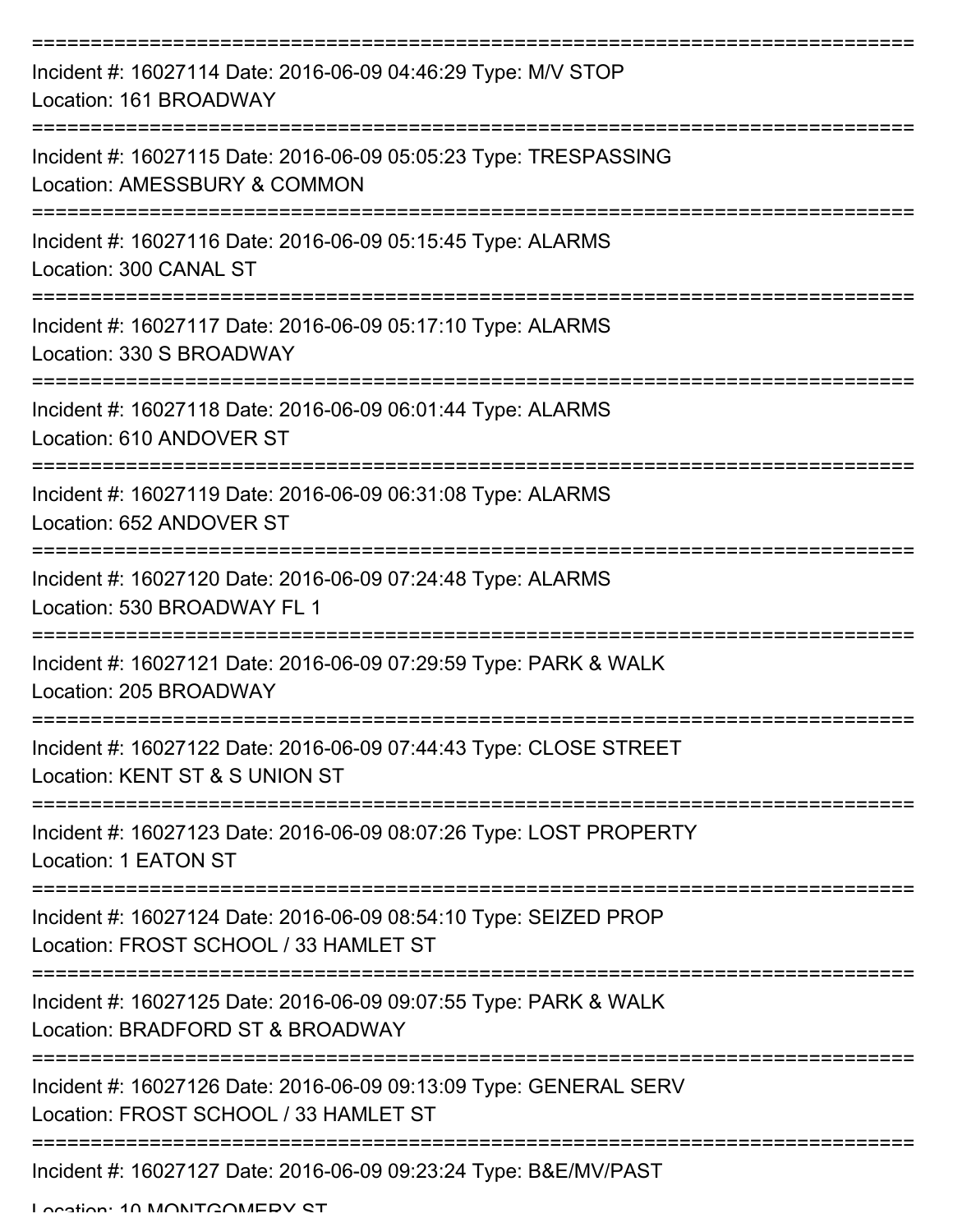===========================================================================

Incident #: 16027114 Date: 2016-06-09 04:46:29 Type: M/V STOP
Location: 161 BROADWAY

===========================================================================

Incident #: 16027115 Date: 2016-06-09 05:05:23 Type: TRESPASSING
Location: AMESSBURY & COMMON

===========================================================================

Incident #: 16027116 Date: 2016-06-09 05:15:45 Type: ALARMS
Location: 300 CANAL ST

===========================================================================

Incident #: 16027117 Date: 2016-06-09 05:17:10 Type: ALARMS
Location: 330 S BROADWAY

===========================================================================

Incident #: 16027118 Date: 2016-06-09 06:01:44 Type: ALARMS
Location: 610 ANDOVER ST

===========================================================================

Incident #: 16027119 Date: 2016-06-09 06:31:08 Type: ALARMS
Location: 652 ANDOVER ST

===========================================================================

Incident #: 16027120 Date: 2016-06-09 07:24:48 Type: ALARMS
Location: 530 BROADWAY FL 1

===========================================================================

Incident #: 16027121 Date: 2016-06-09 07:29:59 Type: PARK & WALK
Location: 205 BROADWAY

===========================================================================

Incident #: 16027122 Date: 2016-06-09 07:44:43 Type: CLOSE STREET
Location: KENT ST & S UNION ST

===========================================================================

Incident #: 16027123 Date: 2016-06-09 08:07:26 Type: LOST PROPERTY
Location: 1 EATON ST

===========================================================================

Incident #: 16027124 Date: 2016-06-09 08:54:10 Type: SEIZED PROP
Location: FROST SCHOOL / 33 HAMLET ST

===========================================================================

Incident #: 16027125 Date: 2016-06-09 09:07:55 Type: PARK & WALK
Location: BRADFORD ST & BROADWAY

===========================================================================

Incident #: 16027126 Date: 2016-06-09 09:13:09 Type: GENERAL SERV
Location: FROST SCHOOL / 33 HAMLET ST

===========================================================================

Incident #: 16027127 Date: 2016-06-09 09:23:24 Type: B&E/MV/PAST
Location: 10 MONTGOMERY ST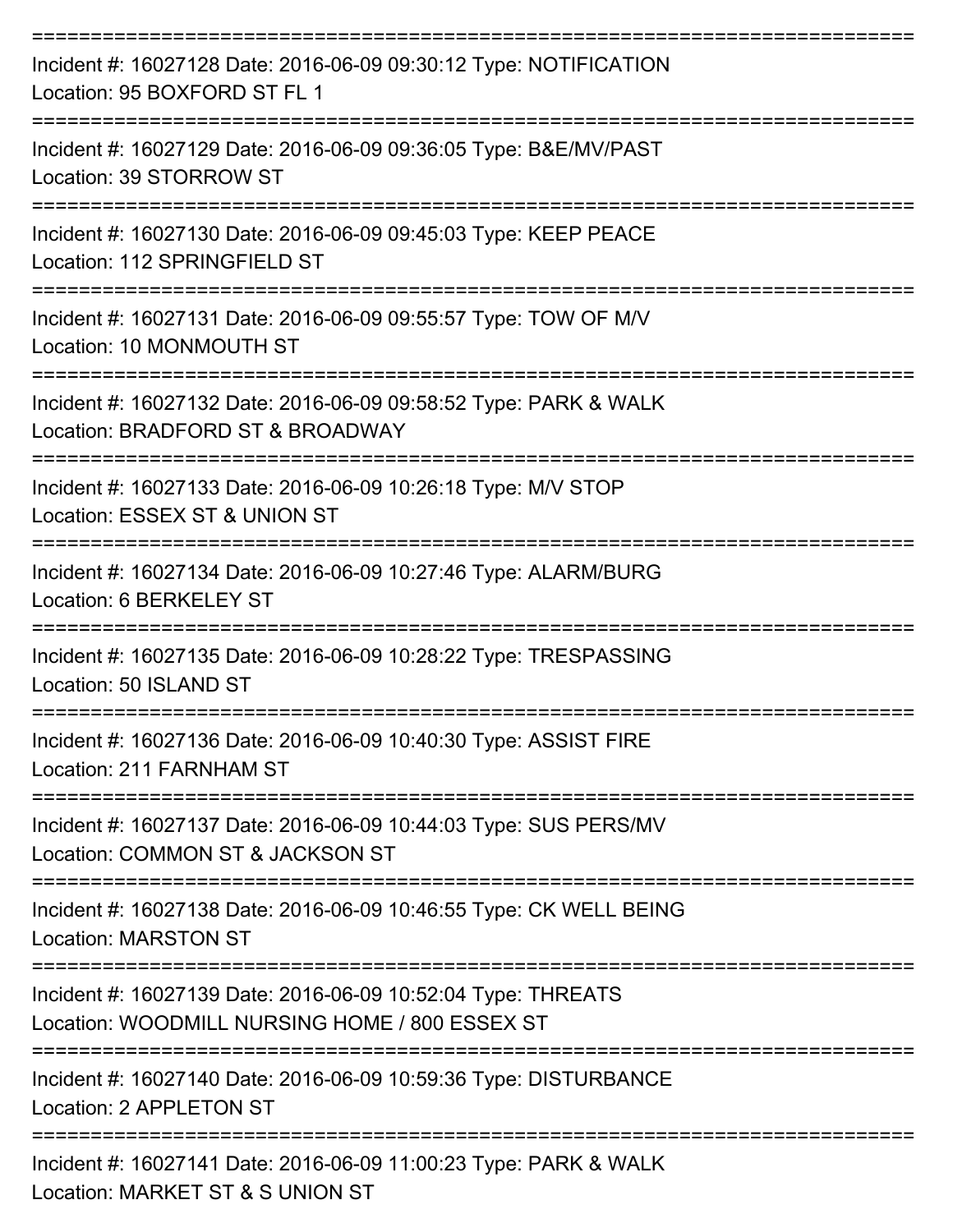===========================================================================

Incident #: 16027128 Date: 2016-06-09 09:30:12 Type: NOTIFICATION
Location: 95 BOXFORD ST FL 1

===========================================================================

Incident #: 16027129 Date: 2016-06-09 09:36:05 Type: B&E/MV/PAST
Location: 39 STORROW ST

===========================================================================

Incident #: 16027130 Date: 2016-06-09 09:45:03 Type: KEEP PEACE
Location: 112 SPRINGFIELD ST

===========================================================================

Incident #: 16027131 Date: 2016-06-09 09:55:57 Type: TOW OF M/V
Location: 10 MONMOUTH ST

===========================================================================

Incident #: 16027132 Date: 2016-06-09 09:58:52 Type: PARK & WALK
Location: BRADFORD ST & BROADWAY

===========================================================================

Incident #: 16027133 Date: 2016-06-09 10:26:18 Type: M/V STOP
Location: ESSEX ST & UNION ST

===========================================================================

Incident #: 16027134 Date: 2016-06-09 10:27:46 Type: ALARM/BURG
Location: 6 BERKELEY ST

===========================================================================

Incident #: 16027135 Date: 2016-06-09 10:28:22 Type: TRESPASSING
Location: 50 ISLAND ST

===========================================================================

Incident #: 16027136 Date: 2016-06-09 10:40:30 Type: ASSIST FIRE
Location: 211 FARNHAM ST

===========================================================================

Incident #: 16027137 Date: 2016-06-09 10:44:03 Type: SUS PERS/MV
Location: COMMON ST & JACKSON ST

===========================================================================

Incident #: 16027138 Date: 2016-06-09 10:46:55 Type: CK WELL BEING
Location: MARSTON ST

===========================================================================

Incident #: 16027139 Date: 2016-06-09 10:52:04 Type: THREATS
Location: WOODMILL NURSING HOME / 800 ESSEX ST

===========================================================================

Incident #: 16027140 Date: 2016-06-09 10:59:36 Type: DISTURBANCE
Location: 2 APPLETON ST

===========================================================================

Incident #: 16027141 Date: 2016-06-09 11:00:23 Type: PARK & WALK
Location: MARKET ST & S UNION ST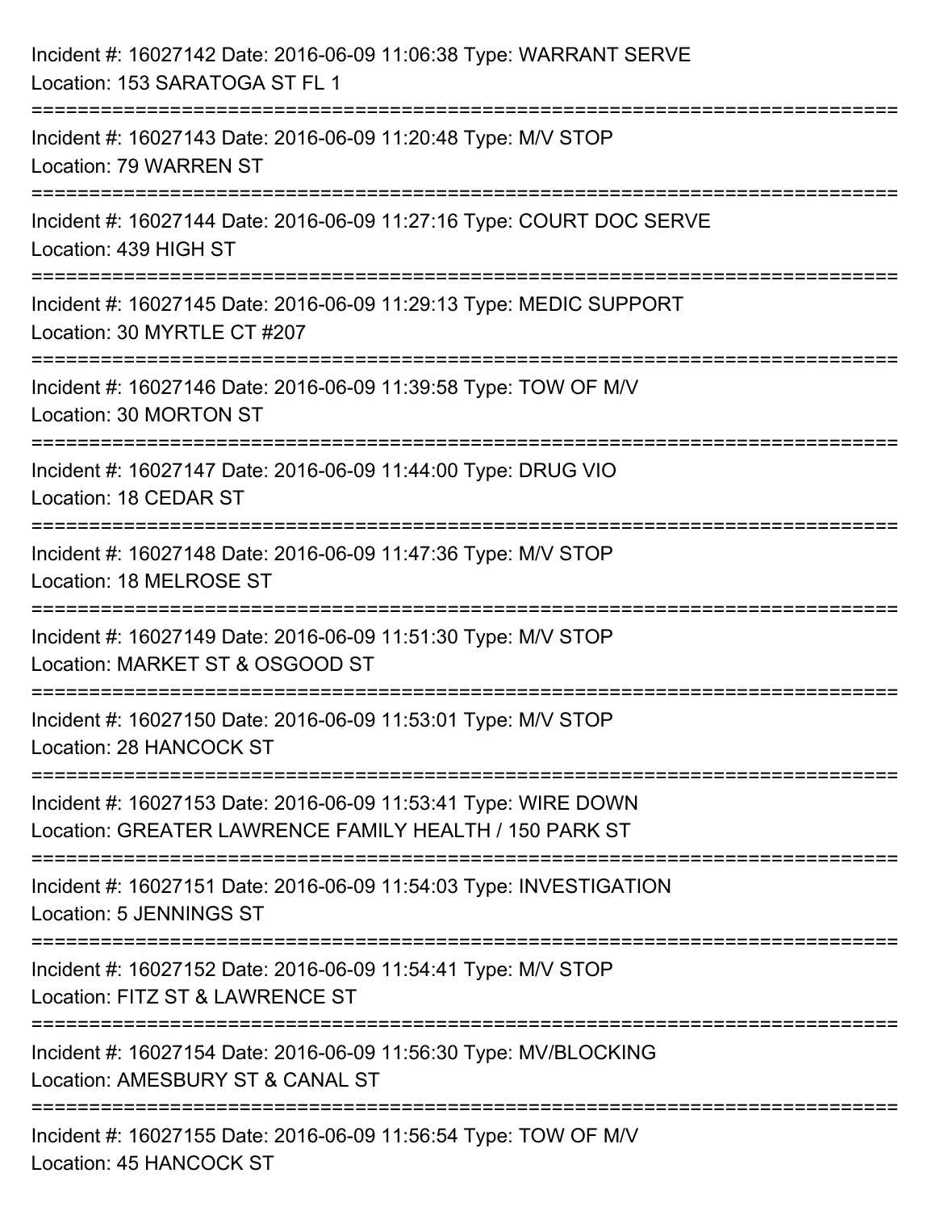Incident #: 16027142 Date: 2016-06-09 11:06:38 Type: WARRANT SERVE
Location: 153 SARATOGA ST FL 1

===========================================================================

Incident #: 16027143 Date: 2016-06-09 11:20:48 Type: M/V STOP
Location: 79 WARREN ST

===========================================================================

Incident #: 16027144 Date: 2016-06-09 11:27:16 Type: COURT DOC SERVE
Location: 439 HIGH ST

===========================================================================

Incident #: 16027145 Date: 2016-06-09 11:29:13 Type: MEDIC SUPPORT
Location: 30 MYRTLE CT #207

===========================================================================

Incident #: 16027146 Date: 2016-06-09 11:39:58 Type: TOW OF M/V
Location: 30 MORTON ST

===========================================================================

Incident #: 16027147 Date: 2016-06-09 11:44:00 Type: DRUG VIO
Location: 18 CEDAR ST

===========================================================================

Incident #: 16027148 Date: 2016-06-09 11:47:36 Type: M/V STOP
Location: 18 MELROSE ST

===========================================================================

Incident #: 16027149 Date: 2016-06-09 11:51:30 Type: M/V STOP
Location: MARKET ST & OSGOOD ST

===========================================================================

Incident #: 16027150 Date: 2016-06-09 11:53:01 Type: M/V STOP
Location: 28 HANCOCK ST

===========================================================================

Incident #: 16027153 Date: 2016-06-09 11:53:41 Type: WIRE DOWN
Location: GREATER LAWRENCE FAMILY HEALTH / 150 PARK ST

===========================================================================

Incident #: 16027151 Date: 2016-06-09 11:54:03 Type: INVESTIGATION
Location: 5 JENNINGS ST

===========================================================================

Incident #: 16027152 Date: 2016-06-09 11:54:41 Type: M/V STOP
Location: FITZ ST & LAWRENCE ST

===========================================================================

Incident #: 16027154 Date: 2016-06-09 11:56:30 Type: MV/BLOCKING
Location: AMESBURY ST & CANAL ST

===========================================================================

Incident #: 16027155 Date: 2016-06-09 11:56:54 Type: TOW OF M/V
Location: 45 HANCOCK ST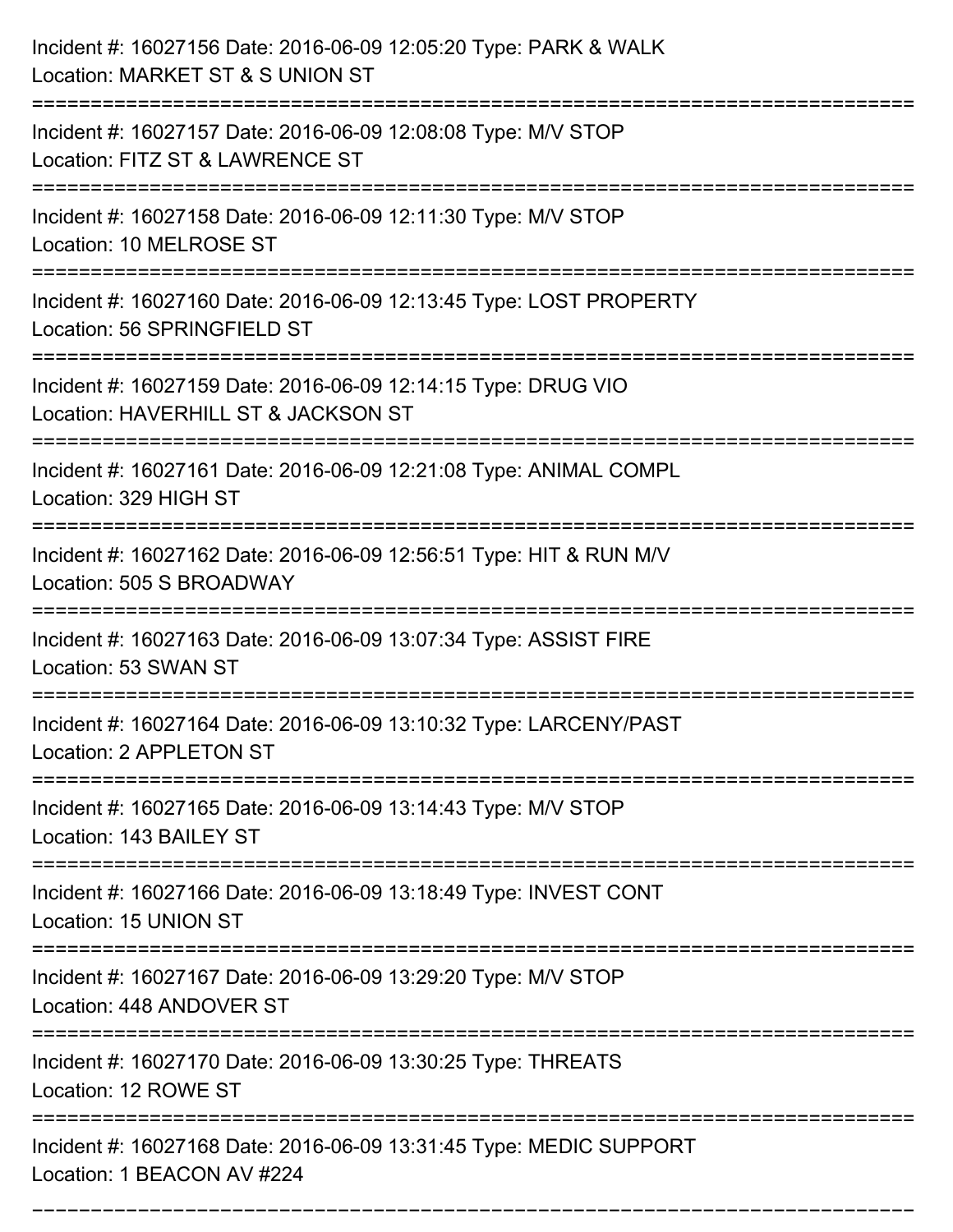Incident #: 16027156 Date: 2016-06-09 12:05:20 Type: PARK & WALK
Location: MARKET ST & S UNION ST

===========================================================================

Incident #: 16027157 Date: 2016-06-09 12:08:08 Type: M/V STOP
Location: FITZ ST & LAWRENCE ST

===========================================================================

Incident #: 16027158 Date: 2016-06-09 12:11:30 Type: M/V STOP
Location: 10 MELROSE ST

===========================================================================

Incident #: 16027160 Date: 2016-06-09 12:13:45 Type: LOST PROPERTY
Location: 56 SPRINGFIELD ST

===========================================================================

Incident #: 16027159 Date: 2016-06-09 12:14:15 Type: DRUG VIO
Location: HAVERHILL ST & JACKSON ST

===========================================================================

Incident #: 16027161 Date: 2016-06-09 12:21:08 Type: ANIMAL COMPL
Location: 329 HIGH ST

===========================================================================

Incident #: 16027162 Date: 2016-06-09 12:56:51 Type: HIT & RUN M/V
Location: 505 S BROADWAY

===========================================================================

Incident #: 16027163 Date: 2016-06-09 13:07:34 Type: ASSIST FIRE
Location: 53 SWAN ST

===========================================================================

Incident #: 16027164 Date: 2016-06-09 13:10:32 Type: LARCENY/PAST
Location: 2 APPLETON ST

===========================================================================

Incident #: 16027165 Date: 2016-06-09 13:14:43 Type: M/V STOP
Location: 143 BAILEY ST

===========================================================================

Incident #: 16027166 Date: 2016-06-09 13:18:49 Type: INVEST CONT
Location: 15 UNION ST

===========================================================================

Incident #: 16027167 Date: 2016-06-09 13:29:20 Type: M/V STOP
Location: 448 ANDOVER ST

===========================================================================

Incident #: 16027170 Date: 2016-06-09 13:30:25 Type: THREATS
Location: 12 ROWE ST

===========================================================================

Incident #: 16027168 Date: 2016-06-09 13:31:45 Type: MEDIC SUPPORT
Location: 1 BEACON AV #224

===========================================================================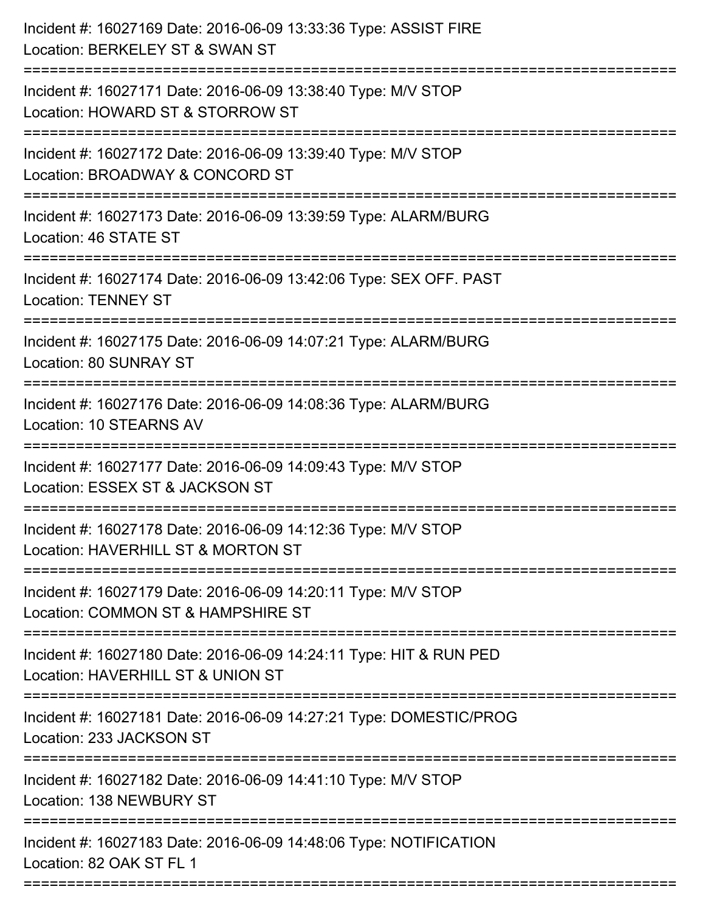Incident #: 16027169 Date: 2016-06-09 13:33:36 Type: ASSIST FIRE
Location: BERKELEY ST & SWAN ST

===========================================================================

Incident #: 16027171 Date: 2016-06-09 13:38:40 Type: M/V STOP
Location: HOWARD ST & STORROW ST

===========================================================================

Incident #: 16027172 Date: 2016-06-09 13:39:40 Type: M/V STOP
Location: BROADWAY & CONCORD ST

===========================================================================

Incident #: 16027173 Date: 2016-06-09 13:39:59 Type: ALARM/BURG
Location: 46 STATE ST

===========================================================================

Incident #: 16027174 Date: 2016-06-09 13:42:06 Type: SEX OFF. PAST
Location: TENNEY ST

===========================================================================

Incident #: 16027175 Date: 2016-06-09 14:07:21 Type: ALARM/BURG
Location: 80 SUNRAY ST

===========================================================================

Incident #: 16027176 Date: 2016-06-09 14:08:36 Type: ALARM/BURG
Location: 10 STEARNS AV

===========================================================================

Incident #: 16027177 Date: 2016-06-09 14:09:43 Type: M/V STOP
Location: ESSEX ST & JACKSON ST

===========================================================================

Incident #: 16027178 Date: 2016-06-09 14:12:36 Type: M/V STOP
Location: HAVERHILL ST & MORTON ST

===========================================================================

Incident #: 16027179 Date: 2016-06-09 14:20:11 Type: M/V STOP
Location: COMMON ST & HAMPSHIRE ST

===========================================================================

Incident #: 16027180 Date: 2016-06-09 14:24:11 Type: HIT & RUN PED
Location: HAVERHILL ST & UNION ST

===========================================================================

Incident #: 16027181 Date: 2016-06-09 14:27:21 Type: DOMESTIC/PROG
Location: 233 JACKSON ST

===========================================================================

Incident #: 16027182 Date: 2016-06-09 14:41:10 Type: M/V STOP
Location: 138 NEWBURY ST

===========================================================================

Incident #: 16027183 Date: 2016-06-09 14:48:06 Type: NOTIFICATION
Location: 82 OAK ST FL 1

===========================================================================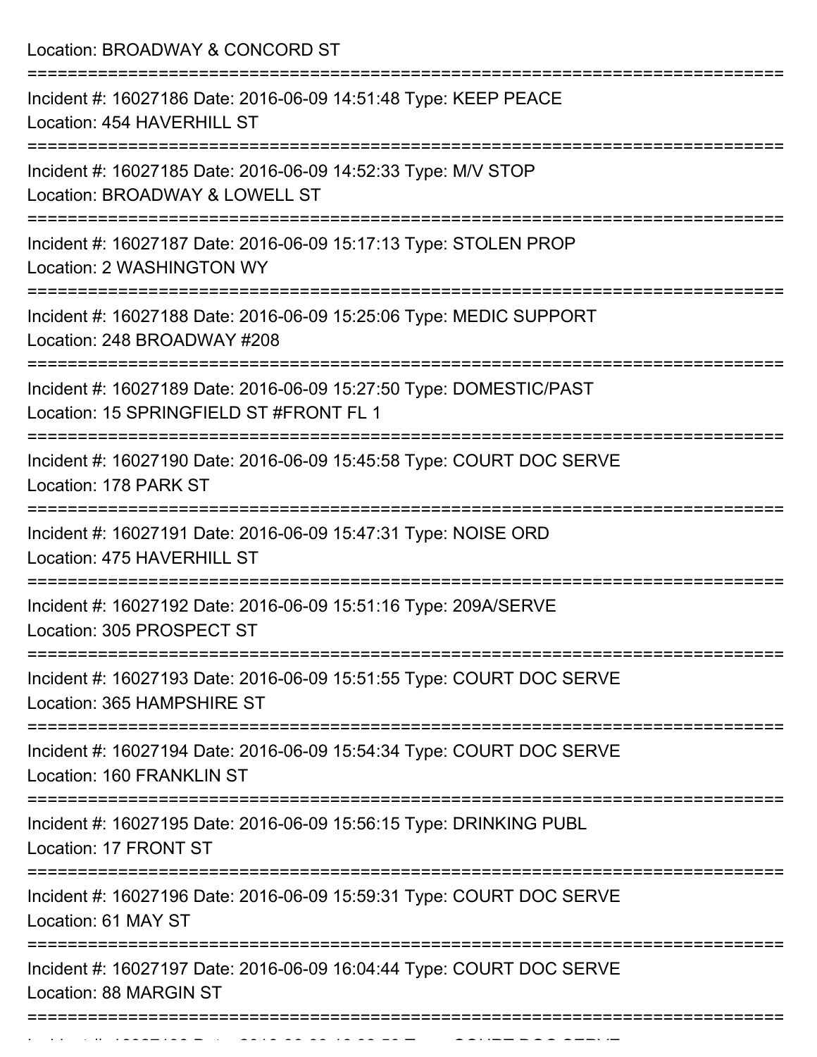Location: BROADWAY & CONCORD ST

===========================================================================

Incident #: 16027186 Date: 2016-06-09 14:51:48 Type: KEEP PEACE
Location: 454 HAVERHILL ST

===========================================================================

Incident #: 16027185 Date: 2016-06-09 14:52:33 Type: M/V STOP
Location: BROADWAY & LOWELL ST

===========================================================================

Incident #: 16027187 Date: 2016-06-09 15:17:13 Type: STOLEN PROP
Location: 2 WASHINGTON WY

===========================================================================

Incident #: 16027188 Date: 2016-06-09 15:25:06 Type: MEDIC SUPPORT
Location: 248 BROADWAY #208

===========================================================================

Incident #: 16027189 Date: 2016-06-09 15:27:50 Type: DOMESTIC/PAST
Location: 15 SPRINGFIELD ST #FRONT FL 1

===========================================================================

Incident #: 16027190 Date: 2016-06-09 15:45:58 Type: COURT DOC SERVE
Location: 178 PARK ST

===========================================================================

Incident #: 16027191 Date: 2016-06-09 15:47:31 Type: NOISE ORD
Location: 475 HAVERHILL ST

===========================================================================

Incident #: 16027192 Date: 2016-06-09 15:51:16 Type: 209A/SERVE
Location: 305 PROSPECT ST

===========================================================================

Incident #: 16027193 Date: 2016-06-09 15:51:55 Type: COURT DOC SERVE
Location: 365 HAMPSHIRE ST

===========================================================================

Incident #: 16027194 Date: 2016-06-09 15:54:34 Type: COURT DOC SERVE
Location: 160 FRANKLIN ST

===========================================================================

Incident #: 16027195 Date: 2016-06-09 15:56:15 Type: DRINKING PUBL
Location: 17 FRONT ST

===========================================================================

Incident #: 16027196 Date: 2016-06-09 15:59:31 Type: COURT DOC SERVE
Location: 61 MAY ST

===========================================================================

Incident #: 16027197 Date: 2016-06-09 16:04:44 Type: COURT DOC SERVE
Location: 88 MARGIN ST

===========================================================================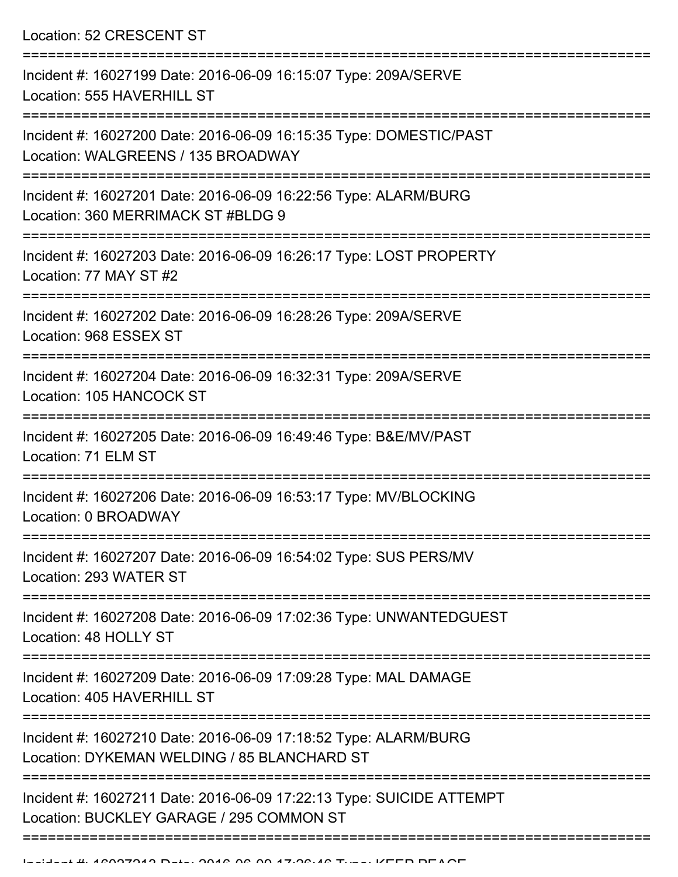Location: 52 CRESCENT ST

===========================================================================

Incident #: 16027199 Date: 2016-06-09 16:15:07 Type: 209A/SERVE
Location: 555 HAVERHILL ST

===========================================================================

Incident #: 16027200 Date: 2016-06-09 16:15:35 Type: DOMESTIC/PAST
Location: WALGREENS / 135 BROADWAY

===========================================================================

Incident #: 16027201 Date: 2016-06-09 16:22:56 Type: ALARM/BURG
Location: 360 MERRIMACK ST #BLDG 9

===========================================================================

Incident #: 16027203 Date: 2016-06-09 16:26:17 Type: LOST PROPERTY
Location: 77 MAY ST #2

===========================================================================

Incident #: 16027202 Date: 2016-06-09 16:28:26 Type: 209A/SERVE
Location: 968 ESSEX ST

===========================================================================

Incident #: 16027204 Date: 2016-06-09 16:32:31 Type: 209A/SERVE
Location: 105 HANCOCK ST

===========================================================================

Incident #: 16027205 Date: 2016-06-09 16:49:46 Type: B&E/MV/PAST
Location: 71 ELM ST

===========================================================================

Incident #: 16027206 Date: 2016-06-09 16:53:17 Type: MV/BLOCKING
Location: 0 BROADWAY

===========================================================================

Incident #: 16027207 Date: 2016-06-09 16:54:02 Type: SUS PERS/MV
Location: 293 WATER ST

===========================================================================

Incident #: 16027208 Date: 2016-06-09 17:02:36 Type: UNWANTEDGUEST
Location: 48 HOLLY ST

===========================================================================

Incident #: 16027209 Date: 2016-06-09 17:09:28 Type: MAL DAMAGE
Location: 405 HAVERHILL ST

===========================================================================

Incident #: 16027210 Date: 2016-06-09 17:18:52 Type: ALARM/BURG
Location: DYKEMAN WELDING / 85 BLANCHARD ST

===========================================================================

Incident #: 16027211 Date: 2016-06-09 17:22:13 Type: SUICIDE ATTEMPT
Location: BUCKLEY GARAGE / 295 COMMON ST

===========================================================================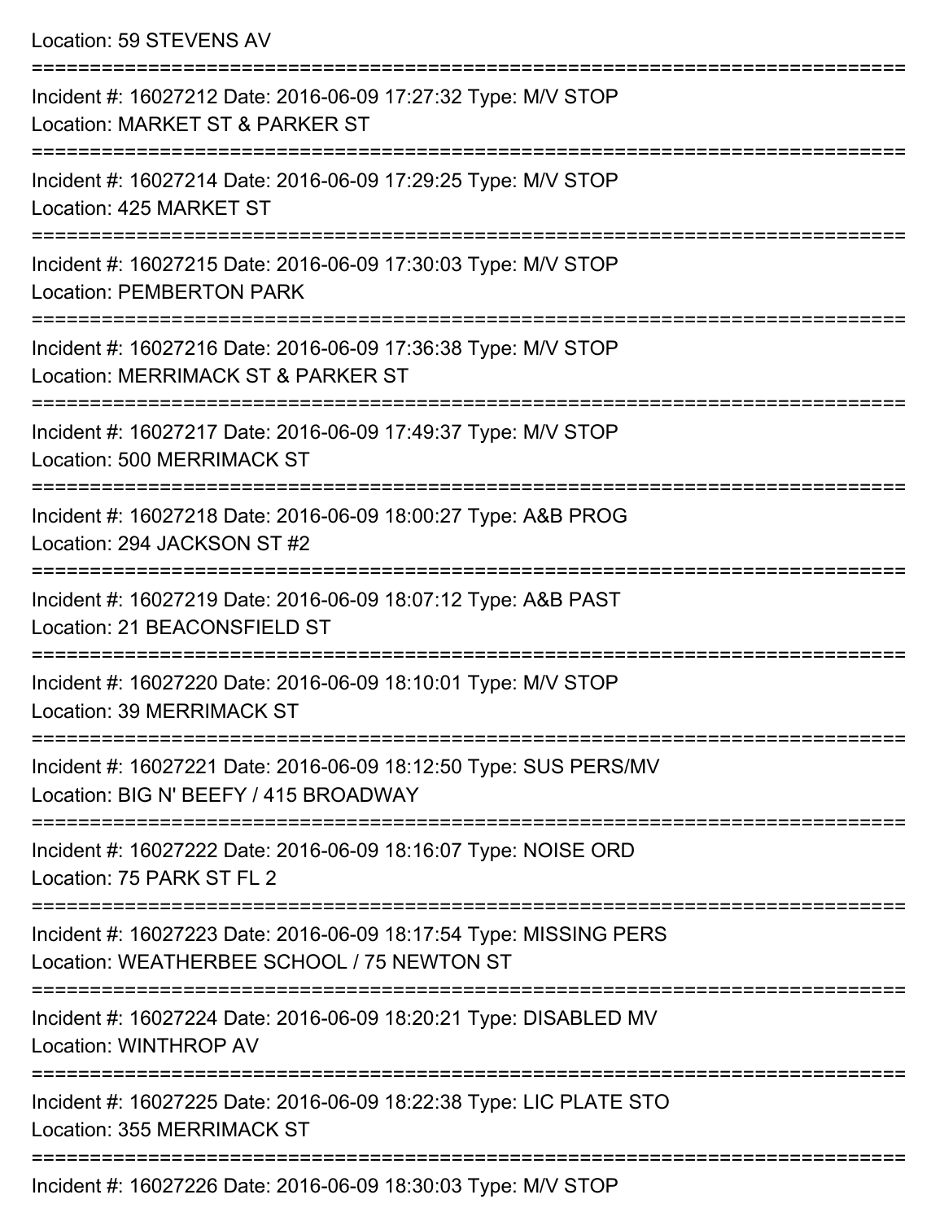Location: 59 STEVENS AV

===========================================================================

Incident #: 16027212 Date: 2016-06-09 17:27:32 Type: M/V STOP
Location: MARKET ST & PARKER ST

===========================================================================

Incident #: 16027214 Date: 2016-06-09 17:29:25 Type: M/V STOP
Location: 425 MARKET ST

===========================================================================

Incident #: 16027215 Date: 2016-06-09 17:30:03 Type: M/V STOP
Location: PEMBERTON PARK

===========================================================================

Incident #: 16027216 Date: 2016-06-09 17:36:38 Type: M/V STOP
Location: MERRIMACK ST & PARKER ST

===========================================================================

Incident #: 16027217 Date: 2016-06-09 17:49:37 Type: M/V STOP
Location: 500 MERRIMACK ST

===========================================================================

Incident #: 16027218 Date: 2016-06-09 18:00:27 Type: A&B PROG
Location: 294 JACKSON ST #2

===========================================================================

Incident #: 16027219 Date: 2016-06-09 18:07:12 Type: A&B PAST
Location: 21 BEACONSFIELD ST

===========================================================================

Incident #: 16027220 Date: 2016-06-09 18:10:01 Type: M/V STOP
Location: 39 MERRIMACK ST

===========================================================================

Incident #: 16027221 Date: 2016-06-09 18:12:50 Type: SUS PERS/MV
Location: BIG N' BEEFY / 415 BROADWAY

===========================================================================

Incident #: 16027222 Date: 2016-06-09 18:16:07 Type: NOISE ORD
Location: 75 PARK ST FL 2

===========================================================================

Incident #: 16027223 Date: 2016-06-09 18:17:54 Type: MISSING PERS
Location: WEATHERBEE SCHOOL / 75 NEWTON ST

===========================================================================

Incident #: 16027224 Date: 2016-06-09 18:20:21 Type: DISABLED MV
Location: WINTHROP AV

===========================================================================

Incident #: 16027225 Date: 2016-06-09 18:22:38 Type: LIC PLATE STO
Location: 355 MERRIMACK ST

===========================================================================

Incident #: 16027226 Date: 2016-06-09 18:30:03 Type: M/V STOP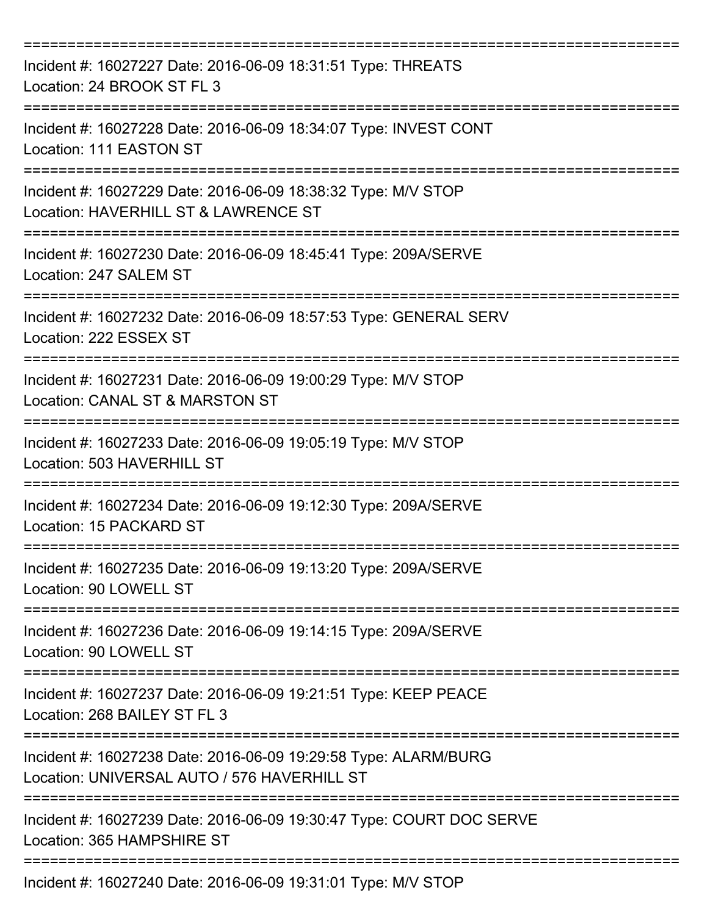===========================================================================

Incident #: 16027227 Date: 2016-06-09 18:31:51 Type: THREATS
Location: 24 BROOK ST FL 3

===========================================================================

Incident #: 16027228 Date: 2016-06-09 18:34:07 Type: INVEST CONT
Location: 111 EASTON ST

===========================================================================

Incident #: 16027229 Date: 2016-06-09 18:38:32 Type: M/V STOP
Location: HAVERHILL ST & LAWRENCE ST

===========================================================================

Incident #: 16027230 Date: 2016-06-09 18:45:41 Type: 209A/SERVE
Location: 247 SALEM ST

===========================================================================

Incident #: 16027232 Date: 2016-06-09 18:57:53 Type: GENERAL SERV
Location: 222 ESSEX ST

===========================================================================

Incident #: 16027231 Date: 2016-06-09 19:00:29 Type: M/V STOP
Location: CANAL ST & MARSTON ST

===========================================================================

Incident #: 16027233 Date: 2016-06-09 19:05:19 Type: M/V STOP
Location: 503 HAVERHILL ST

===========================================================================

Incident #: 16027234 Date: 2016-06-09 19:12:30 Type: 209A/SERVE
Location: 15 PACKARD ST

===========================================================================

Incident #: 16027235 Date: 2016-06-09 19:13:20 Type: 209A/SERVE
Location: 90 LOWELL ST

===========================================================================

Incident #: 16027236 Date: 2016-06-09 19:14:15 Type: 209A/SERVE
Location: 90 LOWELL ST

===========================================================================

Incident #: 16027237 Date: 2016-06-09 19:21:51 Type: KEEP PEACE
Location: 268 BAILEY ST FL 3

===========================================================================

Incident #: 16027238 Date: 2016-06-09 19:29:58 Type: ALARM/BURG
Location: UNIVERSAL AUTO / 576 HAVERHILL ST

===========================================================================

Incident #: 16027239 Date: 2016-06-09 19:30:47 Type: COURT DOC SERVE
Location: 365 HAMPSHIRE ST

===========================================================================

Incident #: 16027240 Date: 2016-06-09 19:31:01 Type: M/V STOP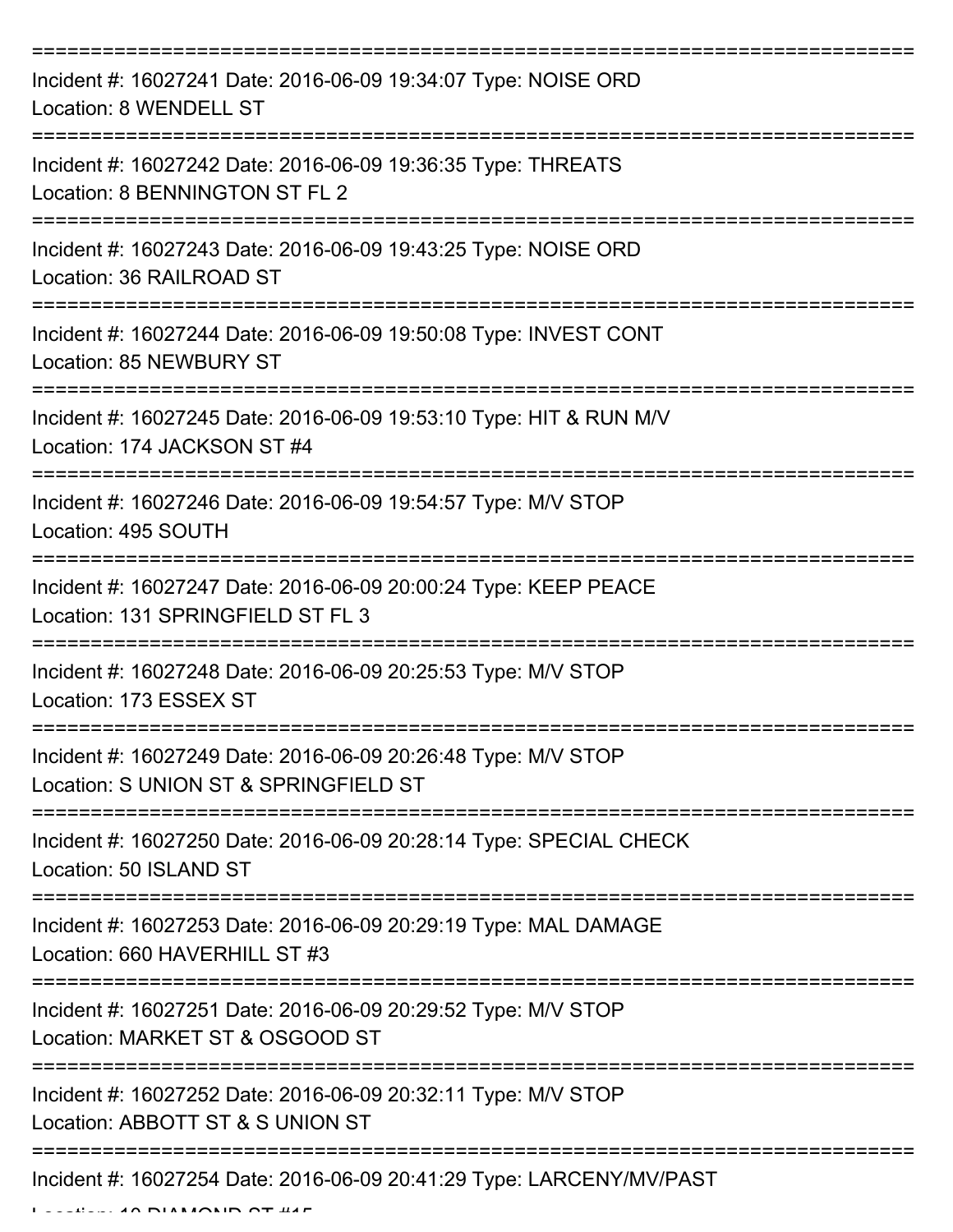===========================================================================

Incident #: 16027241 Date: 2016-06-09 19:34:07 Type: NOISE ORD
Location: 8 WENDELL ST

===========================================================================

Incident #: 16027242 Date: 2016-06-09 19:36:35 Type: THREATS
Location: 8 BENNINGTON ST FL 2

===========================================================================

Incident #: 16027243 Date: 2016-06-09 19:43:25 Type: NOISE ORD
Location: 36 RAILROAD ST

===========================================================================

Incident #: 16027244 Date: 2016-06-09 19:50:08 Type: INVEST CONT
Location: 85 NEWBURY ST

===========================================================================

Incident #: 16027245 Date: 2016-06-09 19:53:10 Type: HIT & RUN M/V
Location: 174 JACKSON ST #4

===========================================================================

Incident #: 16027246 Date: 2016-06-09 19:54:57 Type: M/V STOP
Location: 495 SOUTH

===========================================================================

Incident #: 16027247 Date: 2016-06-09 20:00:24 Type: KEEP PEACE
Location: 131 SPRINGFIELD ST FL 3

===========================================================================

Incident #: 16027248 Date: 2016-06-09 20:25:53 Type: M/V STOP
Location: 173 ESSEX ST

===========================================================================

Incident #: 16027249 Date: 2016-06-09 20:26:48 Type: M/V STOP
Location: S UNION ST & SPRINGFIELD ST

===========================================================================

Incident #: 16027250 Date: 2016-06-09 20:28:14 Type: SPECIAL CHECK
Location: 50 ISLAND ST

===========================================================================

Incident #: 16027253 Date: 2016-06-09 20:29:19 Type: MAL DAMAGE
Location: 660 HAVERHILL ST #3

===========================================================================

Incident #: 16027251 Date: 2016-06-09 20:29:52 Type: M/V STOP
Location: MARKET ST & OSGOOD ST

===========================================================================

Incident #: 16027252 Date: 2016-06-09 20:32:11 Type: M/V STOP
Location: ABBOTT ST & S UNION ST

===========================================================================

Incident #: 16027254 Date: 2016-06-09 20:41:29 Type: LARCENY/MV/PAST
Location: 10 DIAMOND ST #15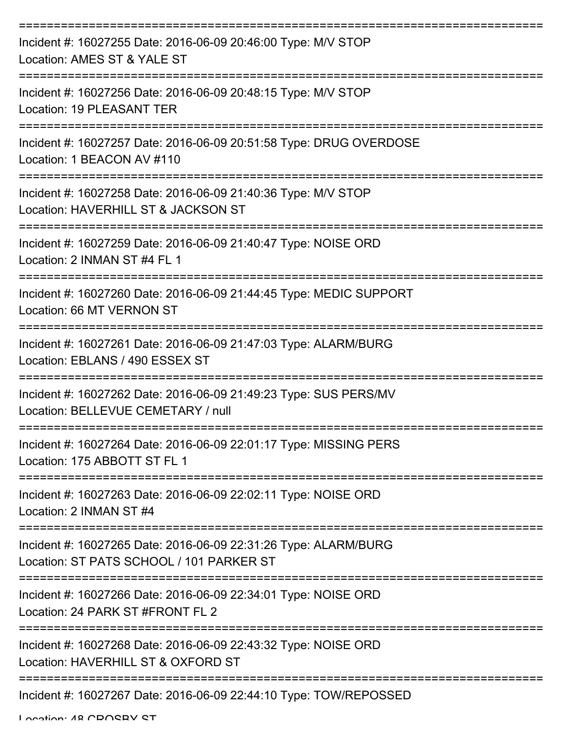===========================================================================

Incident #: 16027255 Date: 2016-06-09 20:46:00 Type: M/V STOP

Location: AMES ST & YALE ST

===========================================================================

Incident #: 16027256 Date: 2016-06-09 20:48:15 Type: M/V STOP

Location: 19 PLEASANT TER

===========================================================================

Incident #: 16027257 Date: 2016-06-09 20:51:58 Type: DRUG OVERDOSE

Location: 1 BEACON AV #110

===========================================================================

Incident #: 16027258 Date: 2016-06-09 21:40:36 Type: M/V STOP

Location: HAVERHILL ST & JACKSON ST

===========================================================================

Incident #: 16027259 Date: 2016-06-09 21:40:47 Type: NOISE ORD

Location: 2 INMAN ST #4 FL 1

===========================================================================

Incident #: 16027260 Date: 2016-06-09 21:44:45 Type: MEDIC SUPPORT

Location: 66 MT VERNON ST

===========================================================================

Incident #: 16027261 Date: 2016-06-09 21:47:03 Type: ALARM/BURG

Location: EBLANS / 490 ESSEX ST

===========================================================================

Incident #: 16027262 Date: 2016-06-09 21:49:23 Type: SUS PERS/MV

Location: BELLEVUE CEMETARY / null

===========================================================================

Incident #: 16027264 Date: 2016-06-09 22:01:17 Type: MISSING PERS

Location: 175 ABBOTT ST FL 1

===========================================================================

Incident #: 16027263 Date: 2016-06-09 22:02:11 Type: NOISE ORD

Location: 2 INMAN ST #4

===========================================================================

Incident #: 16027265 Date: 2016-06-09 22:31:26 Type: ALARM/BURG

Location: ST PATS SCHOOL / 101 PARKER ST

===========================================================================

Incident #: 16027266 Date: 2016-06-09 22:34:01 Type: NOISE ORD

Location: 24 PARK ST #FRONT FL 2

===========================================================================

Incident #: 16027268 Date: 2016-06-09 22:43:32 Type: NOISE ORD

Location: HAVERHILL ST & OXFORD ST

===========================================================================

Incident #: 16027267 Date: 2016-06-09 22:44:10 Type: TOW/REPOSSED

Location: 48 CROSBY ST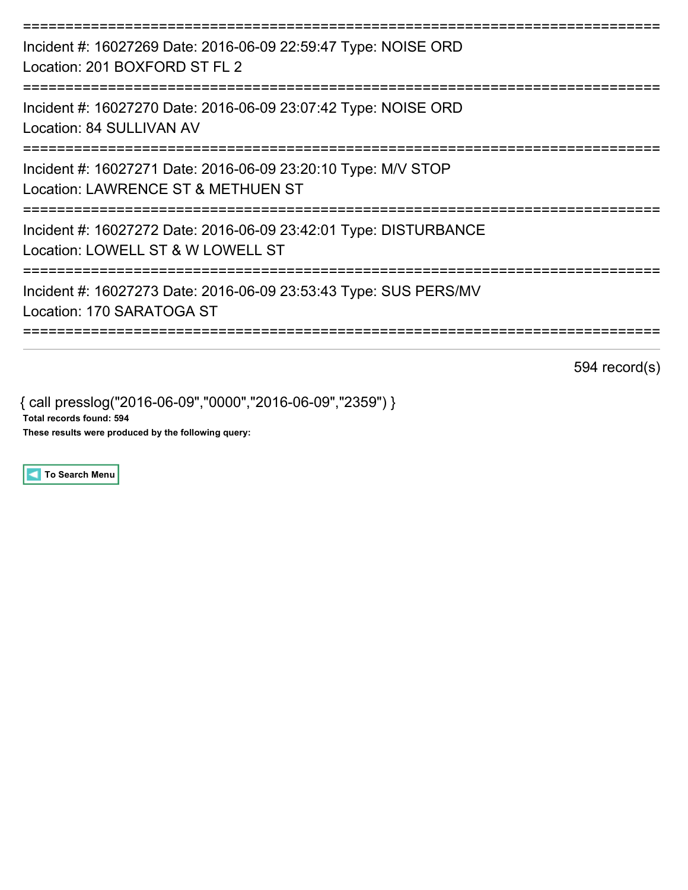===========================================================================

Incident #: 16027269 Date: 2016-06-09 22:59:47 Type: NOISE ORD

Location: 201 BOXFORD ST FL 2

===========================================================================

Incident #: 16027270 Date: 2016-06-09 23:07:42 Type: NOISE ORD

Location: 84 SULLIVAN AV

===========================================================================

Incident #: 16027271 Date: 2016-06-09 23:20:10 Type: M/V STOP

Location: LAWRENCE ST & METHUEN ST

===========================================================================

Incident #: 16027272 Date: 2016-06-09 23:42:01 Type: DISTURBANCE

Location: LOWELL ST & W LOWELL ST

===========================================================================

Incident #: 16027273 Date: 2016-06-09 23:53:43 Type: SUS PERS/MV

Location: 170 SARATOGA ST

===========================================================================

594 record(s)

{ call presslog("2016-06-09","0000","2016-06-09","2359") }

**Total records found: 594**

**These results were produced by the following query:**

**To Search Menu**